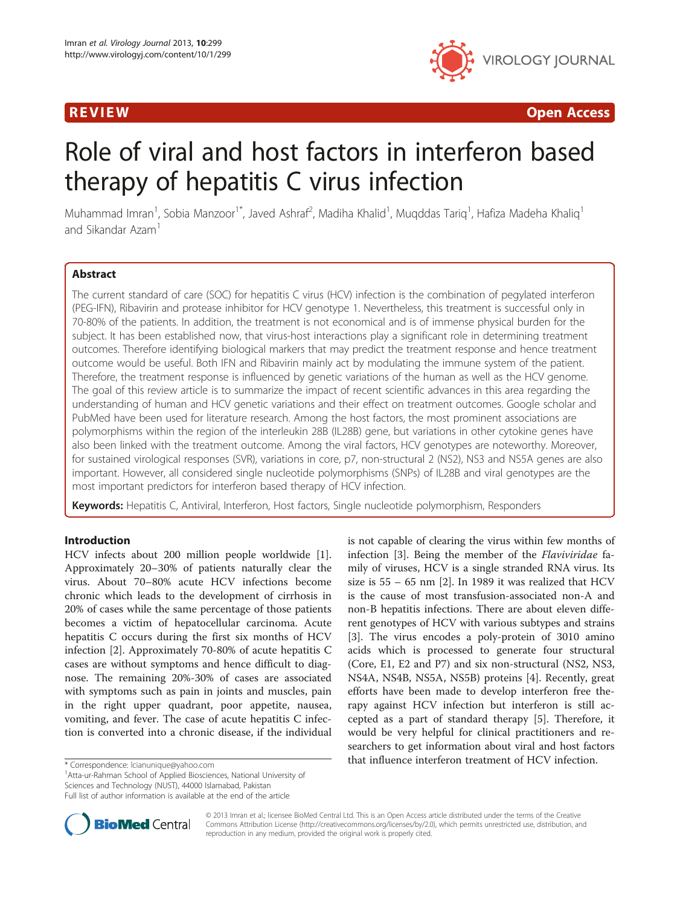REVIEW **Open Access**

# Role of viral and host factors in interferon based therapy of hepatitis C virus infection

Muhammad Imran[1], Sobia Manzoor[1*], Javed Ashraf[2], Madiha Khalid[1], Muqddas Tariq[1], Hafiza Madeha Khaliq[1] and Sikandar Azam[1]

## Abstract

The current standard of care (SOC) for hepatitis C virus (HCV) infection is the combination of pegylated interferon (PEG-IFN), Ribavirin and protease inhibitor for HCV genotype 1. Nevertheless, this treatment is successful only in 70-80% of the patients. In addition, the treatment is not economical and is of immense physical burden for the subject. It has been established now, that virus-host interactions play a significant role in determining treatment outcomes. Therefore identifying biological markers that may predict the treatment response and hence treatment outcome would be useful. Both IFN and Ribavirin mainly act by modulating the immune system of the patient. Therefore, the treatment response is influenced by genetic variations of the human as well as the HCV genome. The goal of this review article is to summarize the impact of recent scientific advances in this area regarding the understanding of human and HCV genetic variations and their effect on treatment outcomes. Google scholar and PubMed have been used for literature research. Among the host factors, the most prominent associations are polymorphisms within the region of the interleukin 28B (IL28B) gene, but variations in other cytokine genes have also been linked with the treatment outcome. Among the viral factors, HCV genotypes are noteworthy. Moreover, for sustained virological responses (SVR), variations in core, p7, non-structural 2 (NS2), NS3 and NS5A genes are also important. However, all considered single nucleotide polymorphisms (SNPs) of IL28B and viral genotypes are the most important predictors for interferon based therapy of HCV infection.

**Keywords:** Hepatitis C, Antiviral, Interferon, Host factors, Single nucleotide polymorphism, Responders

## Introduction

HCV infects about 200 million people worldwide [1]. Approximately 20–30% of patients naturally clear the virus. About 70–80% acute HCV infections become chronic which leads to the development of cirrhosis in 20% of cases while the same percentage of those patients becomes a victim of hepatocellular carcinoma. Acute hepatitis C occurs during the first six months of HCV infection [2]. Approximately 70-80% of acute hepatitis C cases are without symptoms and hence difficult to diagnose. The remaining 20%-30% of cases are associated with symptoms such as pain in joints and muscles, pain in the right upper quadrant, poor appetite, nausea, vomiting, and fever. The case of acute hepatitis C infection is converted into a chronic disease, if the individual is not capable of clearing the virus within few months of infection [3]. Being the member of the *Flaviviridae* family of viruses, HCV is a single stranded RNA virus. Its size is 55 – 65 nm [2]. In 1989 it was realized that HCV is the cause of most transfusion-associated non-A and non-B hepatitis infections. There are about eleven different genotypes of HCV with various subtypes and strains [3]. The virus encodes a poly-protein of 3010 amino acids which is processed to generate four structural (Core, E1, E2 and P7) and six non-structural (NS2, NS3, NS4A, NS4B, NS5A, NS5B) proteins [4]. Recently, great efforts have been made to develop interferon free therapy against HCV infection but interferon is still accepted as a part of standard therapy [5]. Therefore, it would be very helpful for clinical practitioners and researchers to get information about viral and host factors that influence interferon treatment of HCV infection.

\* Correspondence: lcianunique@yahoo.com
[1]Atta-ur-Rahman School of Applied Biosciences, National University of Sciences and Technology (NUST), 44000 Islamabad, Pakistan
Full list of author information is available at the end of the article

© 2013 Imran et al.; licensee BioMed Central Ltd. This is an Open Access article distributed under the terms of the Creative Commons Attribution License (http://creativecommons.org/licenses/by/2.0), which permits unrestricted use, distribution, and reproduction in any medium, provided the original work is properly cited.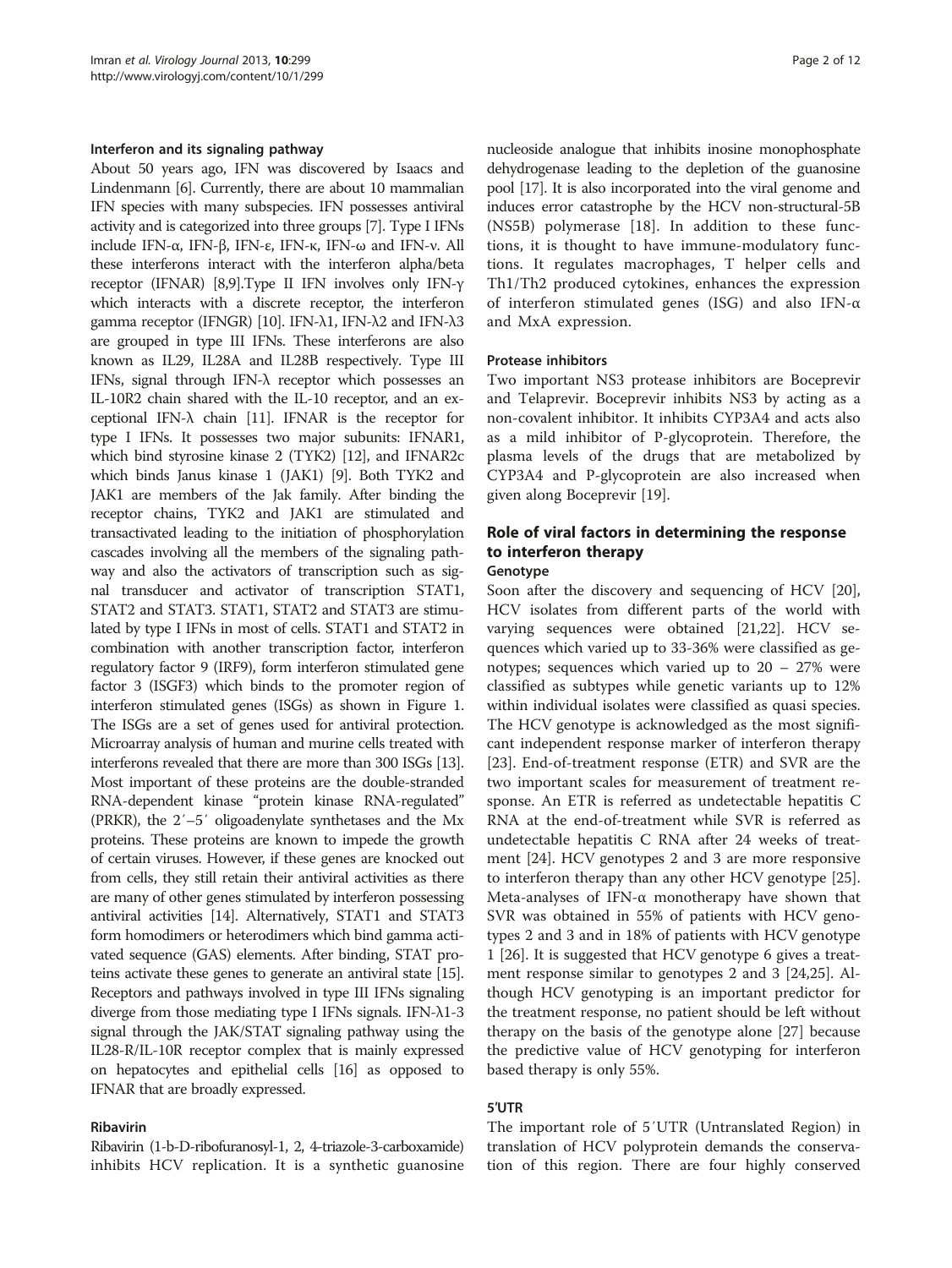### Interferon and its signaling pathway

About 50 years ago, IFN was discovered by Isaacs and Lindenmann [6]. Currently, there are about 10 mammalian IFN species with many subspecies. IFN possesses antiviral activity and is categorized into three groups [7]. Type I IFNs include IFN-α, IFN-β, IFN-ε, IFN-κ, IFN-ω and IFN-ν. All these interferons interact with the interferon alpha/beta receptor (IFNAR) [8,9].Type II IFN involves only IFN-γ which interacts with a discrete receptor, the interferon gamma receptor (IFNGR) [10]. IFN-λ1, IFN-λ2 and IFN-λ3 are grouped in type III IFNs. These interferons are also known as IL29, IL28A and IL28B respectively. Type III IFNs, signal through IFN-λ receptor which possesses an IL-10R2 chain shared with the IL-10 receptor, and an exceptional IFN-λ chain [11]. IFNAR is the receptor for type I IFNs. It possesses two major subunits: IFNAR1, which bind styrosine kinase 2 (TYK2) [12], and IFNAR2c which binds Janus kinase 1 (JAK1) [9]. Both TYK2 and JAK1 are members of the Jak family. After binding the receptor chains, TYK2 and JAK1 are stimulated and transactivated leading to the initiation of phosphorylation cascades involving all the members of the signaling pathway and also the activators of transcription such as signal transducer and activator of transcription STAT1, STAT2 and STAT3. STAT1, STAT2 and STAT3 are stimulated by type I IFNs in most of cells. STAT1 and STAT2 in combination with another transcription factor, interferon regulatory factor 9 (IRF9), form interferon stimulated gene factor 3 (ISGF3) which binds to the promoter region of interferon stimulated genes (ISGs) as shown in Figure 1. The ISGs are a set of genes used for antiviral protection. Microarray analysis of human and murine cells treated with interferons revealed that there are more than 300 ISGs [13]. Most important of these proteins are the double-stranded RNA-dependent kinase "protein kinase RNA-regulated" (PRKR), the 2′–5′ oligoadenylate synthetases and the Mx proteins. These proteins are known to impede the growth of certain viruses. However, if these genes are knocked out from cells, they still retain their antiviral activities as there are many of other genes stimulated by interferon possessing antiviral activities [14]. Alternatively, STAT1 and STAT3 form homodimers or heterodimers which bind gamma activated sequence (GAS) elements. After binding, STAT proteins activate these genes to generate an antiviral state [15]. Receptors and pathways involved in type III IFNs signaling diverge from those mediating type I IFNs signals. IFN-λ1-3 signal through the JAK/STAT signaling pathway using the IL28-R/IL-10R receptor complex that is mainly expressed on hepatocytes and epithelial cells [16] as opposed to IFNAR that are broadly expressed.

### Ribavirin

Ribavirin (1-b-D-ribofuranosyl-1, 2, 4-triazole-3-carboxamide) inhibits HCV replication. It is a synthetic guanosine nucleoside analogue that inhibits inosine monophosphate dehydrogenase leading to the depletion of the guanosine pool [17]. It is also incorporated into the viral genome and induces error catastrophe by the HCV non-structural-5B (NS5B) polymerase [18]. In addition to these functions, it is thought to have immune-modulatory functions. It regulates macrophages, T helper cells and Th1/Th2 produced cytokines, enhances the expression of interferon stimulated genes (ISG) and also IFN-α and MxA expression.

### Protease inhibitors

Two important NS3 protease inhibitors are Boceprevir and Telaprevir. Boceprevir inhibits NS3 by acting as a non-covalent inhibitor. It inhibits CYP3A4 and acts also as a mild inhibitor of P-glycoprotein. Therefore, the plasma levels of the drugs that are metabolized by CYP3A4 and P-glycoprotein are also increased when given along Boceprevir [19].

## Role of viral factors in determining the response to interferon therapy

### Genotype

Soon after the discovery and sequencing of HCV [20], HCV isolates from different parts of the world with varying sequences were obtained [21,22]. HCV sequences which varied up to 33-36% were classified as genotypes; sequences which varied up to 20 – 27% were classified as subtypes while genetic variants up to 12% within individual isolates were classified as quasi species. The HCV genotype is acknowledged as the most significant independent response marker of interferon therapy [23]. End-of-treatment response (ETR) and SVR are the two important scales for measurement of treatment response. An ETR is referred as undetectable hepatitis C RNA at the end-of-treatment while SVR is referred as undetectable hepatitis C RNA after 24 weeks of treatment [24]. HCV genotypes 2 and 3 are more responsive to interferon therapy than any other HCV genotype [25]. Meta-analyses of IFN-α monotherapy have shown that SVR was obtained in 55% of patients with HCV genotypes 2 and 3 and in 18% of patients with HCV genotype 1 [26]. It is suggested that HCV genotype 6 gives a treatment response similar to genotypes 2 and 3 [24,25]. Although HCV genotyping is an important predictor for the treatment response, no patient should be left without therapy on the basis of the genotype alone [27] because the predictive value of HCV genotyping for interferon based therapy is only 55%.

### 5′UTR

The important role of 5′UTR (Untranslated Region) in translation of HCV polyprotein demands the conservation of this region. There are four highly conserved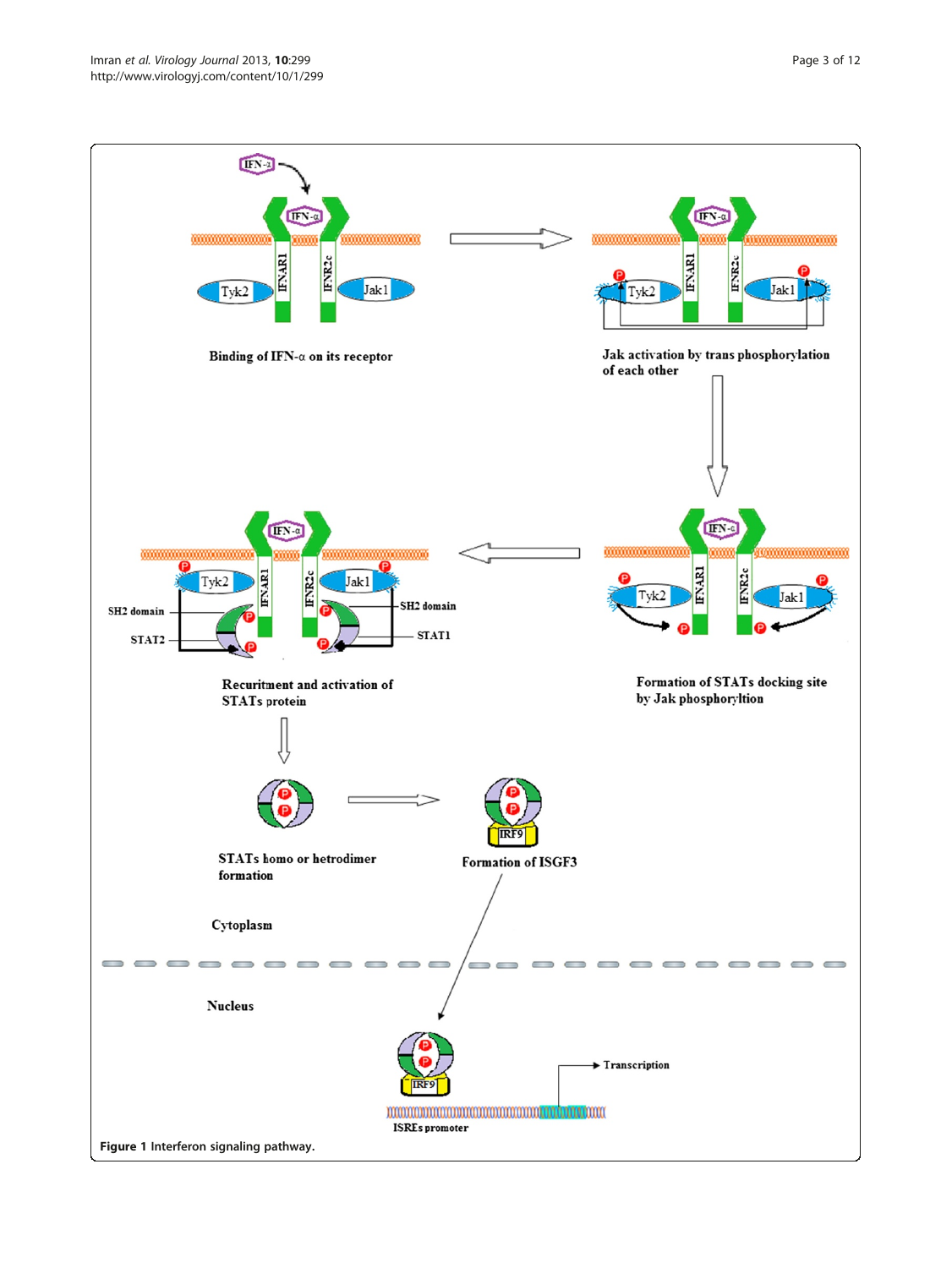Figure 1 Interferon signaling pathway.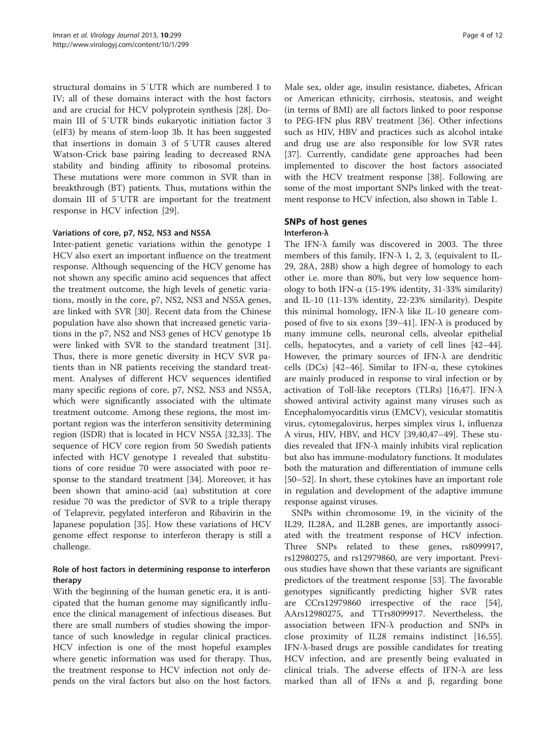structural domains in 5′UTR which are numbered I to IV; all of these domains interact with the host factors and are crucial for HCV polyprotein synthesis [28]. Domain III of 5′UTR binds eukaryotic initiation factor 3 (eIF3) by means of stem-loop 3b. It has been suggested that insertions in domain 3 of 5′UTR causes altered Watson-Crick base pairing leading to decreased RNA stability and binding affinity to ribosomal proteins. These mutations were more common in SVR than in breakthrough (BT) patients. Thus, mutations within the domain III of 5′UTR are important for the treatment response in HCV infection [29].

#### Variations of core, p7, NS2, NS3 and NS5A

Inter-patient genetic variations within the genotype 1 HCV also exert an important influence on the treatment response. Although sequencing of the HCV genome has not shown any specific amino acid sequences that affect the treatment outcome, the high levels of genetic variations, mostly in the core, p7, NS2, NS3 and NS5A genes, are linked with SVR [30]. Recent data from the Chinese population have also shown that increased genetic variations in the p7, NS2 and NS3 genes of HCV genotype 1b were linked with SVR to the standard treatment [31]. Thus, there is more genetic diversity in HCV SVR patients than in NR patients receiving the standard treatment. Analyses of different HCV sequences identified many specific regions of core, p7, NS2, NS3 and NS5A, which were significantly associated with the ultimate treatment outcome. Among these regions, the most important region was the interferon sensitivity determining region (ISDR) that is located in HCV NS5A [32,33]. The sequence of HCV core region from 50 Swedish patients infected with HCV genotype 1 revealed that substitutions of core residue 70 were associated with poor response to the standard treatment [34]. Moreover, it has been shown that amino-acid (aa) substitution at core residue 70 was the predictor of SVR to a triple therapy of Telaprevir, pegylated interferon and Ribavirin in the Japanese population [35]. How these variations of HCV genome effect response to interferon therapy is still a challenge.

### Role of host factors in determining response to interferon therapy

With the beginning of the human genetic era, it is anticipated that the human genome may significantly influence the clinical management of infectious diseases. But there are small numbers of studies showing the importance of such knowledge in regular clinical practices. HCV infection is one of the most hopeful examples where genetic information was used for therapy. Thus, the treatment response to HCV infection not only depends on the viral factors but also on the host factors. Male sex, older age, insulin resistance, diabetes, African or American ethnicity, cirrhosis, steatosis, and weight (in terms of BMI) are all factors linked to poor response to PEG-IFN plus RBV treatment [36]. Other infections such as HIV, HBV and practices such as alcohol intake and drug use are also responsible for low SVR rates [37]. Currently, candidate gene approaches had been implemented to discover the host factors associated with the HCV treatment response [38]. Following are some of the most important SNPs linked with the treatment response to HCV infection, also shown in Table 1.

## SNPs of host genes

### Interferon-λ

The IFN-λ family was discovered in 2003. The three members of this family, IFN-λ 1, 2, 3, (equivalent to IL-29, 28A, 28B) show a high degree of homology to each other i.e. more than 80%, but very low sequence homology to both IFN-α (15-19% identity, 31-33% similarity) and IL-10 (11-13% identity, 22-23% similarity). Despite this minimal homology, IFN-λ like IL-10 geneare composed of five to six exons [39–41]. IFN-λ is produced by many immune cells, neuronal cells, alveolar epithelial cells, hepatocytes, and a variety of cell lines [42–44]. However, the primary sources of IFN-λ are dendritic cells (DCs) [42–46]. Similar to IFN-α, these cytokines are mainly produced in response to viral infection or by activation of Toll-like receptors (TLRs) [16,47]. IFN-λ showed antiviral activity against many viruses such as Encephalomyocarditis virus (EMCV), vesicular stomatitis virus, cytomegalovirus, herpes simplex virus 1, influenza A virus, HIV, HBV, and HCV [39,40,47–49]. These studies revealed that IFN-λ mainly inhibits viral replication but also has immune-modulatory functions. It modulates both the maturation and differentiation of immune cells [50–52]. In short, these cytokines have an important role in regulation and development of the adaptive immune response against viruses.

SNPs within chromosome 19, in the vicinity of the IL29, IL28A, and IL28B genes, are importantly associated with the treatment response of HCV infection. Three SNPs related to these genes, rs8099917, rs12980275, and rs12979860, are very important. Previous studies have shown that these variants are significant predictors of the treatment response [53]. The favorable genotypes significantly predicting higher SVR rates are CCrs12979860 irrespective of the race [54], AArs12980275, and TTrs8099917. Nevertheless, the association between IFN-λ production and SNPs in close proximity of IL28 remains indistinct [16,55]. IFN-λ-based drugs are possible candidates for treating HCV infection, and are presently being evaluated in clinical trials. The adverse effects of IFN-λ are less marked than all of IFNs α and β, regarding bone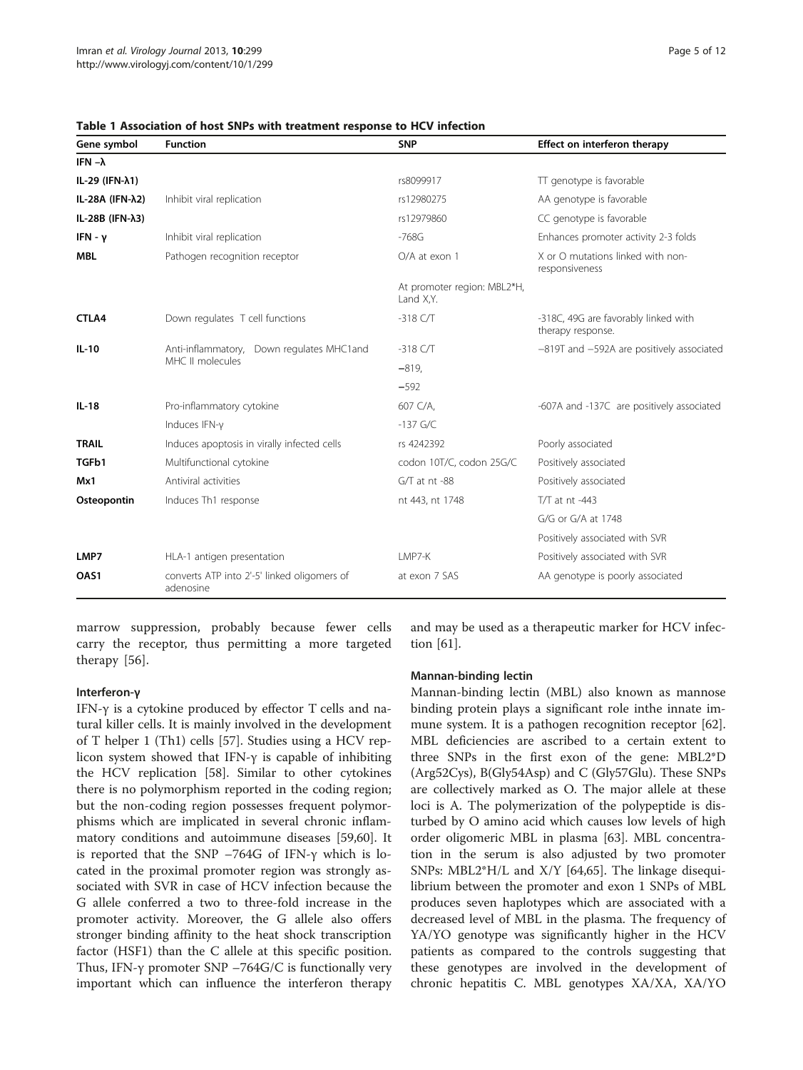**Table 1 Association of host SNPs with treatment response to HCV infection**

| Gene symbol | Function | SNP | Effect on interferon therapy |
|---|---|---|---|
| **IFN –λ** | | | |
| **IL-29 (IFN-λ1)** | | rs8099917 | TT genotype is favorable |
| **IL-28A (IFN-λ2)** | Inhibit viral replication | rs12980275 | AA genotype is favorable |
| **IL-28B (IFN-λ3)** | | rs12979860 | CC genotype is favorable |
| **IFN - γ** | Inhibit viral replication | -768G | Enhances promoter activity 2-3 folds |
| **MBL** | Pathogen recognition receptor | O/A at exon 1 | X or O mutations linked with non-responsiveness |
| | | At promoter region: MBL2*H, Land X,Y. | |
| **CTLA4** | Down regulates T cell functions | -318 C/T | -318C, 49G are favorably linked with therapy response. |
| **IL-10** | Anti-inflammatory, Down regulates MHC1and MHC II molecules | -318 C/T | −819T and −592A are positively associated |
| | | −819, | |
| | | −592 | |
| **IL-18** | Pro-inflammatory cytokine | 607 C/A, | -607A and -137C are positively associated |
| | Induces IFN-γ | -137 G/C | |
| **TRAIL** | Induces apoptosis in virally infected cells | rs 4242392 | Poorly associated |
| **TGFb1** | Multifunctional cytokine | codon 10T/C, codon 25G/C | Positively associated |
| **Mx1** | Antiviral activities | G/T at nt -88 | Positively associated |
| **Osteopontin** | Induces Th1 response | nt 443, nt 1748 | T/T at nt -443 |
| | | | G/G or G/A at 1748 |
| | | | Positively associated with SVR |
| **LMP7** | HLA-1 antigen presentation | LMP7-K | Positively associated with SVR |
| **OAS1** | converts ATP into 2'-5' linked oligomers of adenosine | at exon 7 SAS | AA genotype is poorly associated |

marrow suppression, probably because fewer cells carry the receptor, thus permitting a more targeted therapy [56].

#### Interferon-γ

IFN-γ is a cytokine produced by effector T cells and natural killer cells. It is mainly involved in the development of T helper 1 (Th1) cells [57]. Studies using a HCV replicon system showed that IFN-γ is capable of inhibiting the HCV replication [58]. Similar to other cytokines there is no polymorphism reported in the coding region; but the non-coding region possesses frequent polymorphisms which are implicated in several chronic inflammatory conditions and autoimmune diseases [59,60]. It is reported that the SNP −764G of IFN-γ which is located in the proximal promoter region was strongly associated with SVR in case of HCV infection because the G allele conferred a two to three-fold increase in the promoter activity. Moreover, the G allele also offers stronger binding affinity to the heat shock transcription factor (HSF1) than the C allele at this specific position. Thus, IFN-γ promoter SNP −764G/C is functionally very important which can influence the interferon therapy and may be used as a therapeutic marker for HCV infection [61].

#### Mannan-binding lectin

Mannan-binding lectin (MBL) also known as mannose binding protein plays a significant role inthe innate immune system. It is a pathogen recognition receptor [62]. MBL deficiencies are ascribed to a certain extent to three SNPs in the first exon of the gene: MBL2*D (Arg52Cys), B(Gly54Asp) and C (Gly57Glu). These SNPs are collectively marked as O. The major allele at these loci is A. The polymerization of the polypeptide is disturbed by O amino acid which causes low levels of high order oligomeric MBL in plasma [63]. MBL concentration in the serum is also adjusted by two promoter SNPs: MBL2*H/L and X/Y [64,65]. The linkage disequilibrium between the promoter and exon 1 SNPs of MBL produces seven haplotypes which are associated with a decreased level of MBL in the plasma. The frequency of YA/YO genotype was significantly higher in the HCV patients as compared to the controls suggesting that these genotypes are involved in the development of chronic hepatitis C. MBL genotypes XA/XA, XA/YO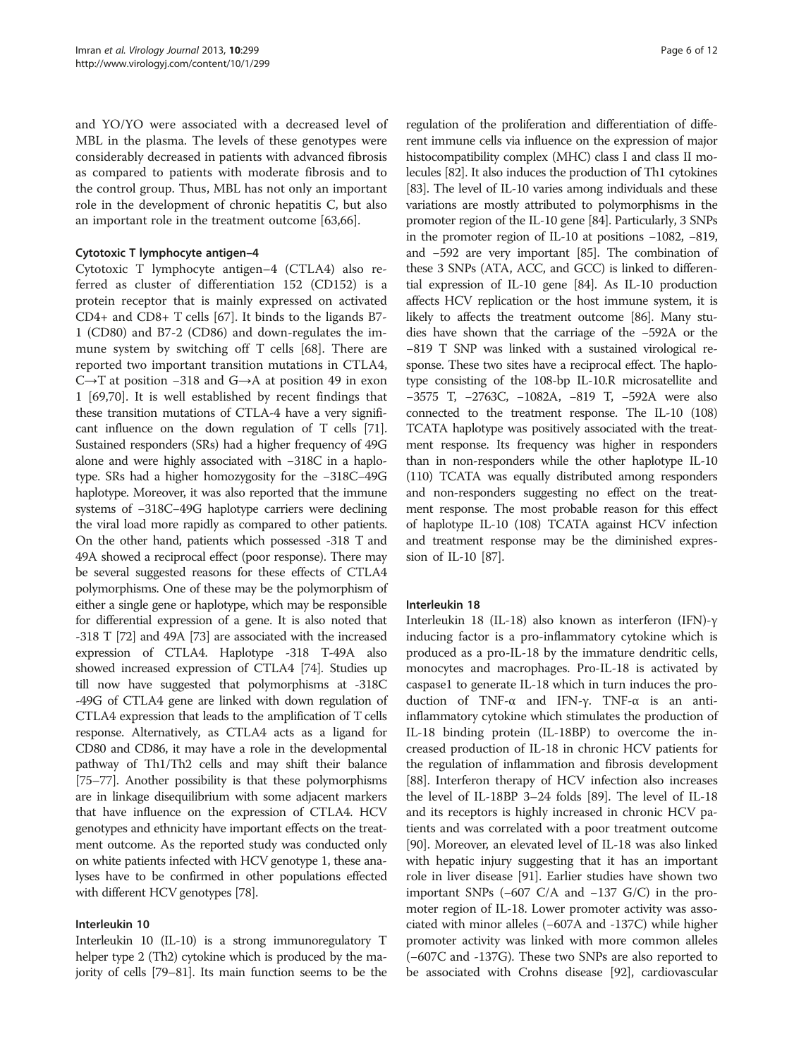and YO/YO were associated with a decreased level of MBL in the plasma. The levels of these genotypes were considerably decreased in patients with advanced fibrosis as compared to patients with moderate fibrosis and to the control group. Thus, MBL has not only an important role in the development of chronic hepatitis C, but also an important role in the treatment outcome [63,66].

### Cytotoxic T lymphocyte antigen–4

Cytotoxic T lymphocyte antigen–4 (CTLA4) also referred as cluster of differentiation 152 (CD152) is a protein receptor that is mainly expressed on activated CD4+ and CD8+ T cells [67]. It binds to the ligands B7-1 (CD80) and B7-2 (CD86) and down-regulates the immune system by switching off T cells [68]. There are reported two important transition mutations in CTLA4, C→T at position −318 and G→A at position 49 in exon 1 [69,70]. It is well established by recent findings that these transition mutations of CTLA-4 have a very significant influence on the down regulation of T cells [71]. Sustained responders (SRs) had a higher frequency of 49G alone and were highly associated with −318C in a haplotype. SRs had a higher homozygosity for the −318C–49G haplotype. Moreover, it was also reported that the immune systems of −318C–49G haplotype carriers were declining the viral load more rapidly as compared to other patients. On the other hand, patients which possessed -318 T and 49A showed a reciprocal effect (poor response). There may be several suggested reasons for these effects of CTLA4 polymorphisms. One of these may be the polymorphism of either a single gene or haplotype, which may be responsible for differential expression of a gene. It is also noted that -318 T [72] and 49A [73] are associated with the increased expression of CTLA4. Haplotype -318 T-49A also showed increased expression of CTLA4 [74]. Studies up till now have suggested that polymorphisms at -318C -49G of CTLA4 gene are linked with down regulation of CTLA4 expression that leads to the amplification of T cells response. Alternatively, as CTLA4 acts as a ligand for CD80 and CD86, it may have a role in the developmental pathway of Th1/Th2 cells and may shift their balance [75–77]. Another possibility is that these polymorphisms are in linkage disequilibrium with some adjacent markers that have influence on the expression of CTLA4. HCV genotypes and ethnicity have important effects on the treatment outcome. As the reported study was conducted only on white patients infected with HCV genotype 1, these analyses have to be confirmed in other populations effected with different HCV genotypes [78].

### Interleukin 10

Interleukin 10 (IL-10) is a strong immunoregulatory T helper type 2 (Th2) cytokine which is produced by the majority of cells [79–81]. Its main function seems to be the regulation of the proliferation and differentiation of different immune cells via influence on the expression of major histocompatibility complex (MHC) class I and class II molecules [82]. It also induces the production of Th1 cytokines [83]. The level of IL-10 varies among individuals and these variations are mostly attributed to polymorphisms in the promoter region of the IL-10 gene [84]. Particularly, 3 SNPs in the promoter region of IL-10 at positions −1082, −819, and −592 are very important [85]. The combination of these 3 SNPs (ATA, ACC, and GCC) is linked to differential expression of IL-10 gene [84]. As IL-10 production affects HCV replication or the host immune system, it is likely to affects the treatment outcome [86]. Many studies have shown that the carriage of the −592A or the −819 T SNP was linked with a sustained virological response. These two sites have a reciprocal effect. The haplotype consisting of the 108-bp IL-10.R microsatellite and −3575 T, −2763C, −1082A, −819 T, −592A were also connected to the treatment response. The IL-10 (108) TCATA haplotype was positively associated with the treatment response. Its frequency was higher in responders than in non-responders while the other haplotype IL-10 (110) TCATA was equally distributed among responders and non-responders suggesting no effect on the treatment response. The most probable reason for this effect of haplotype IL-10 (108) TCATA against HCV infection and treatment response may be the diminished expression of IL-10 [87].

### Interleukin 18

Interleukin 18 (IL-18) also known as interferon (IFN)-γ inducing factor is a pro-inflammatory cytokine which is produced as a pro-IL-18 by the immature dendritic cells, monocytes and macrophages. Pro-IL-18 is activated by caspase1 to generate IL-18 which in turn induces the production of TNF-α and IFN-γ. TNF-α is an anti-inflammatory cytokine which stimulates the production of IL-18 binding protein (IL-18BP) to overcome the increased production of IL-18 in chronic HCV patients for the regulation of inflammation and fibrosis development [88]. Interferon therapy of HCV infection also increases the level of IL-18BP 3–24 folds [89]. The level of IL-18 and its receptors is highly increased in chronic HCV patients and was correlated with a poor treatment outcome [90]. Moreover, an elevated level of IL-18 was also linked with hepatic injury suggesting that it has an important role in liver disease [91]. Earlier studies have shown two important SNPs (−607 C/A and −137 G/C) in the promoter region of IL-18. Lower promoter activity was associated with minor alleles (−607A and -137C) while higher promoter activity was linked with more common alleles (−607C and -137G). These two SNPs are also reported to be associated with Crohns disease [92], cardiovascular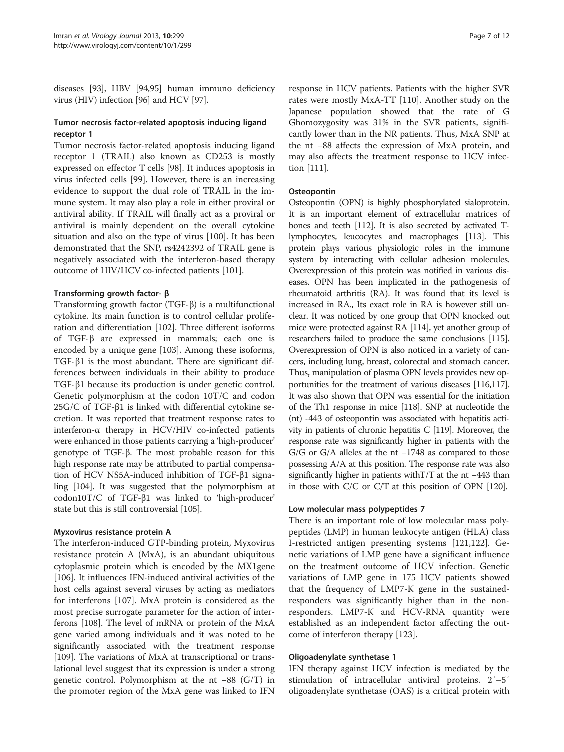diseases [93], HBV [94,95] human immuno deficiency virus (HIV) infection [96] and HCV [97].

### Tumor necrosis factor-related apoptosis inducing ligand receptor 1

Tumor necrosis factor-related apoptosis inducing ligand receptor 1 (TRAIL) also known as CD253 is mostly expressed on effector T cells [98]. It induces apoptosis in virus infected cells [99]. However, there is an increasing evidence to support the dual role of TRAIL in the immune system. It may also play a role in either proviral or antiviral ability. If TRAIL will finally act as a proviral or antiviral is mainly dependent on the overall cytokine situation and also on the type of virus [100]. It has been demonstrated that the SNP, rs4242392 of TRAIL gene is negatively associated with the interferon-based therapy outcome of HIV/HCV co-infected patients [101].

### Transforming growth factor- β

Transforming growth factor (TGF-β) is a multifunctional cytokine. Its main function is to control cellular proliferation and differentiation [102]. Three different isoforms of TGF-β are expressed in mammals; each one is encoded by a unique gene [103]. Among these isoforms, TGF-β1 is the most abundant. There are significant differences between individuals in their ability to produce TGF-β1 because its production is under genetic control. Genetic polymorphism at the codon 10T/C and codon 25G/C of TGF-β1 is linked with differential cytokine secretion. It was reported that treatment response rates to interferon-α therapy in HCV/HIV co-infected patients were enhanced in those patients carrying a 'high-producer' genotype of TGF-β. The most probable reason for this high response rate may be attributed to partial compensation of HCV NS5A-induced inhibition of TGF-β1 signaling [104]. It was suggested that the polymorphism at codon10T/C of TGF-β1 was linked to 'high-producer' state but this is still controversial [105].

### Myxovirus resistance protein A

The interferon-induced GTP-binding protein, Myxovirus resistance protein A (MxA), is an abundant ubiquitous cytoplasmic protein which is encoded by the MX1gene [106]. It influences IFN-induced antiviral activities of the host cells against several viruses by acting as mediators for interferons [107]. MxA protein is considered as the most precise surrogate parameter for the action of interferons [108]. The level of mRNA or protein of the MxA gene varied among individuals and it was noted to be significantly associated with the treatment response [109]. The variations of MxA at transcriptional or translational level suggest that its expression is under a strong genetic control. Polymorphism at the nt −88 (G/T) in the promoter region of the MxA gene was linked to IFN response in HCV patients. Patients with the higher SVR rates were mostly MxA-TT [110]. Another study on the Japanese population showed that the rate of G Ghomozygosity was 31% in the SVR patients, significantly lower than in the NR patients. Thus, MxA SNP at the nt −88 affects the expression of MxA protein, and may also affects the treatment response to HCV infection [111].

### Osteopontin

Osteopontin (OPN) is highly phosphorylated sialoprotein. It is an important element of extracellular matrices of bones and teeth [112]. It is also secreted by activated T-lymphocytes, leucocytes and macrophages [113]. This protein plays various physiologic roles in the immune system by interacting with cellular adhesion molecules. Overexpression of this protein was notified in various diseases. OPN has been implicated in the pathogenesis of rheumatoid arthritis (RA). It was found that its level is increased in RA., Its exact role in RA is however still unclear. It was noticed by one group that OPN knocked out mice were protected against RA [114], yet another group of researchers failed to produce the same conclusions [115]. Overexpression of OPN is also noticed in a variety of cancers, including lung, breast, colorectal and stomach cancer. Thus, manipulation of plasma OPN levels provides new opportunities for the treatment of various diseases [116,117]. It was also shown that OPN was essential for the initiation of the Th1 response in mice [118]. SNP at nucleotide the (nt) -443 of osteopontin was associated with hepatitis activity in patients of chronic hepatitis C [119]. Moreover, the response rate was significantly higher in patients with the G/G or G/A alleles at the nt −1748 as compared to those possessing A/A at this position. The response rate was also significantly higher in patients withT/T at the nt −443 than in those with C/C or C/T at this position of OPN [120].

### Low molecular mass polypeptides 7

There is an important role of low molecular mass polypeptides (LMP) in human leukocyte antigen (HLA) class I-restricted antigen presenting systems [121,122]. Genetic variations of LMP gene have a significant influence on the treatment outcome of HCV infection. Genetic variations of LMP gene in 175 HCV patients showed that the frequency of LMP7-K gene in the sustained-responders was significantly higher than in the non-responders. LMP7-K and HCV-RNA quantity were established as an independent factor affecting the outcome of interferon therapy [123].

### Oligoadenylate synthetase 1

IFN therapy against HCV infection is mediated by the stimulation of intracellular antiviral proteins. 2′–5′ oligoadenylate synthetase (OAS) is a critical protein with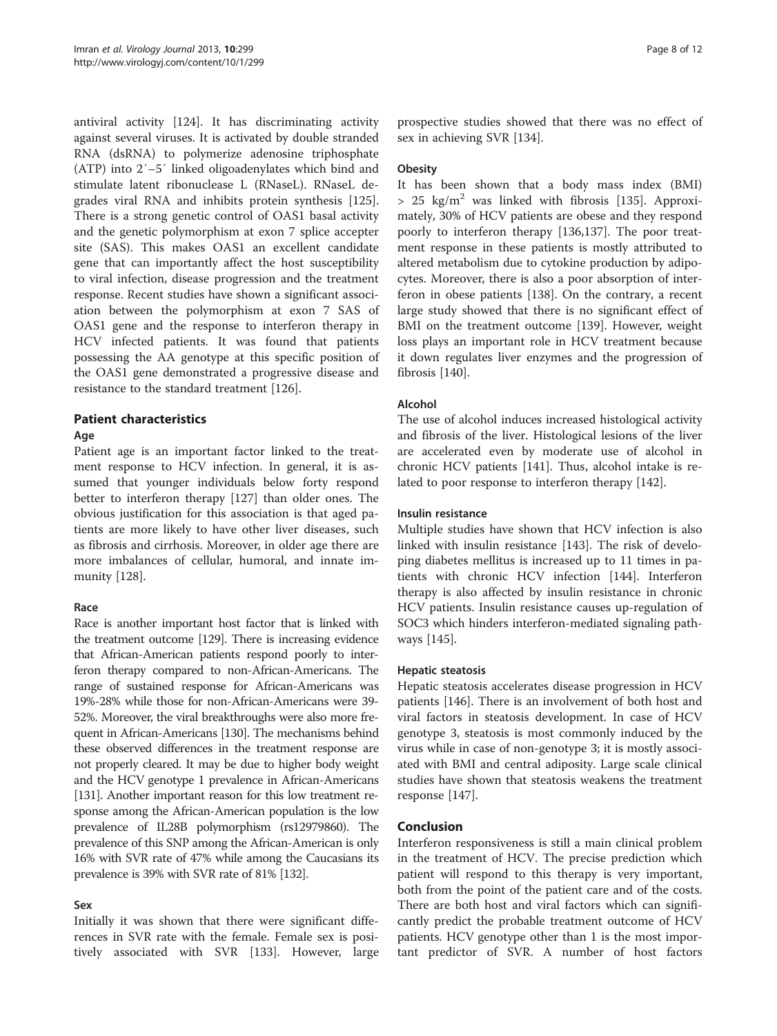antiviral activity [124]. It has discriminating activity against several viruses. It is activated by double stranded RNA (dsRNA) to polymerize adenosine triphosphate (ATP) into 2′−5′ linked oligoadenylates which bind and stimulate latent ribonuclease L (RNaseL). RNaseL degrades viral RNA and inhibits protein synthesis [125]. There is a strong genetic control of OAS1 basal activity and the genetic polymorphism at exon 7 splice accepter site (SAS). This makes OAS1 an excellent candidate gene that can importantly affect the host susceptibility to viral infection, disease progression and the treatment response. Recent studies have shown a significant association between the polymorphism at exon 7 SAS of OAS1 gene and the response to interferon therapy in HCV infected patients. It was found that patients possessing the AA genotype at this specific position of the OAS1 gene demonstrated a progressive disease and resistance to the standard treatment [126].

## Patient characteristics

### Age

Patient age is an important factor linked to the treatment response to HCV infection. In general, it is assumed that younger individuals below forty respond better to interferon therapy [127] than older ones. The obvious justification for this association is that aged patients are more likely to have other liver diseases, such as fibrosis and cirrhosis. Moreover, in older age there are more imbalances of cellular, humoral, and innate immunity [128].

### Race

Race is another important host factor that is linked with the treatment outcome [129]. There is increasing evidence that African-American patients respond poorly to interferon therapy compared to non-African-Americans. The range of sustained response for African-Americans was 19%-28% while those for non-African-Americans were 39-52%. Moreover, the viral breakthroughs were also more frequent in African-Americans [130]. The mechanisms behind these observed differences in the treatment response are not properly cleared. It may be due to higher body weight and the HCV genotype 1 prevalence in African-Americans [131]. Another important reason for this low treatment response among the African-American population is the low prevalence of IL28B polymorphism (rs12979860). The prevalence of this SNP among the African-American is only 16% with SVR rate of 47% while among the Caucasians its prevalence is 39% with SVR rate of 81% [132].

### Sex

Initially it was shown that there were significant differences in SVR rate with the female. Female sex is positively associated with SVR [133]. However, large prospective studies showed that there was no effect of sex in achieving SVR [134].

### Obesity

It has been shown that a body mass index (BMI) $> 25$ kg/m$^2$ was linked with fibrosis [135]. Approximately, 30% of HCV patients are obese and they respond poorly to interferon therapy [136,137]. The poor treatment response in these patients is mostly attributed to altered metabolism due to cytokine production by adipocytes. Moreover, there is also a poor absorption of interferon in obese patients [138]. On the contrary, a recent large study showed that there is no significant effect of BMI on the treatment outcome [139]. However, weight loss plays an important role in HCV treatment because it down regulates liver enzymes and the progression of fibrosis [140].

### Alcohol

The use of alcohol induces increased histological activity and fibrosis of the liver. Histological lesions of the liver are accelerated even by moderate use of alcohol in chronic HCV patients [141]. Thus, alcohol intake is related to poor response to interferon therapy [142].

### Insulin resistance

Multiple studies have shown that HCV infection is also linked with insulin resistance [143]. The risk of developing diabetes mellitus is increased up to 11 times in patients with chronic HCV infection [144]. Interferon therapy is also affected by insulin resistance in chronic HCV patients. Insulin resistance causes up-regulation of SOC3 which hinders interferon-mediated signaling pathways [145].

### Hepatic steatosis

Hepatic steatosis accelerates disease progression in HCV patients [146]. There is an involvement of both host and viral factors in steatosis development. In case of HCV genotype 3, steatosis is most commonly induced by the virus while in case of non-genotype 3; it is mostly associated with BMI and central adiposity. Large scale clinical studies have shown that steatosis weakens the treatment response [147].

## Conclusion

Interferon responsiveness is still a main clinical problem in the treatment of HCV. The precise prediction which patient will respond to this therapy is very important, both from the point of the patient care and of the costs. There are both host and viral factors which can significantly predict the probable treatment outcome of HCV patients. HCV genotype other than 1 is the most important predictor of SVR. A number of host factors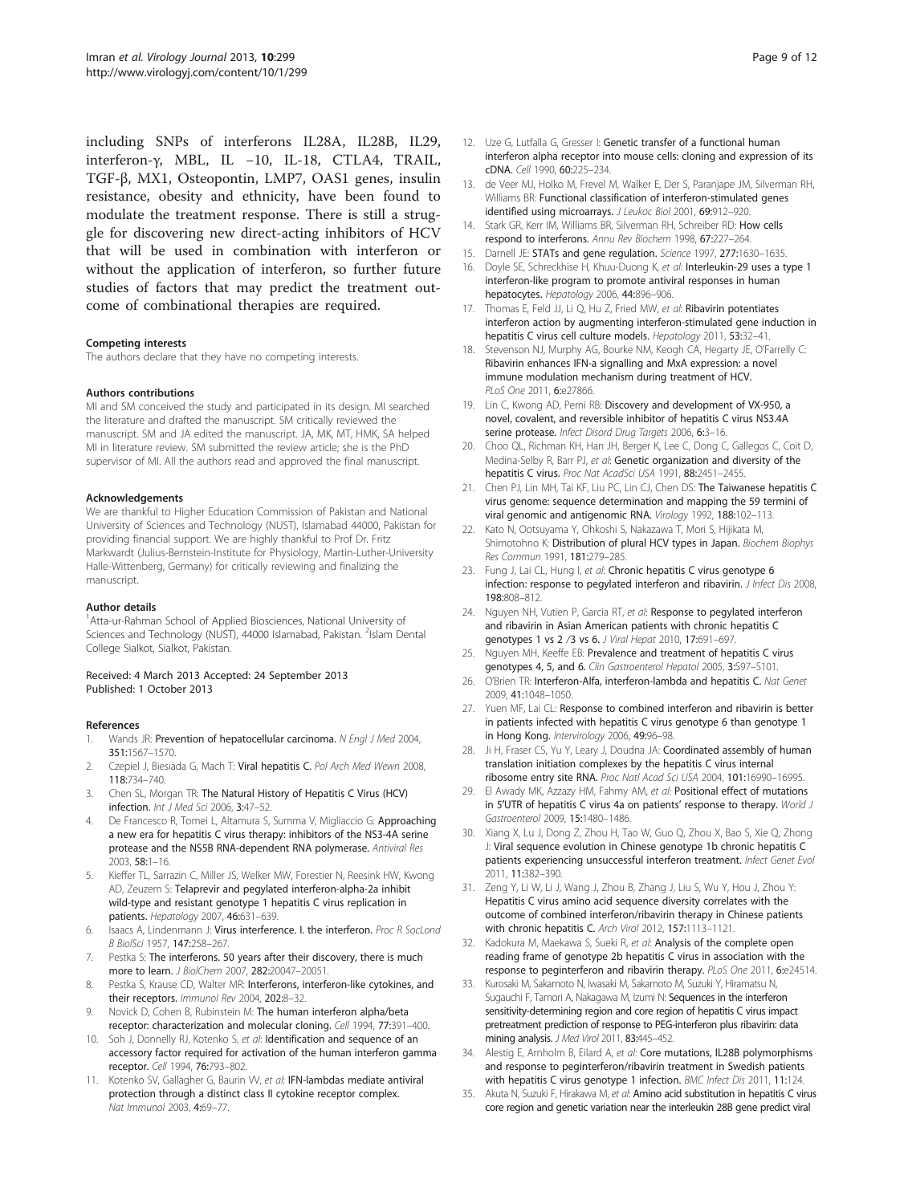including SNPs of interferons IL28A, IL28B, IL29, interferon-γ, MBL, IL −10, IL-18, CTLA4, TRAIL, TGF-β, MX1, Osteopontin, LMP7, OAS1 genes, insulin resistance, obesity and ethnicity, have been found to modulate the treatment response. There is still a struggle for discovering new direct-acting inhibitors of HCV that will be used in combination with interferon or without the application of interferon, so further future studies of factors that may predict the treatment outcome of combinational therapies are required.

#### Competing interests

The authors declare that they have no competing interests.

#### Authors contributions

MI and SM conceived the study and participated in its design. MI searched the literature and drafted the manuscript. SM critically reviewed the manuscript. SM and JA edited the manuscript. JA, MK, MT, HMK, SA helped MI in literature review. SM submitted the review article; she is the PhD supervisor of MI. All the authors read and approved the final manuscript.

#### Acknowledgements

We are thankful to Higher Education Commission of Pakistan and National University of Sciences and Technology (NUST), Islamabad 44000, Pakistan for providing financial support. We are highly thankful to Prof Dr. Fritz Markwardt (Julius-Bernstein-Institute for Physiology, Martin-Luther-University Halle-Wittenberg, Germany) for critically reviewing and finalizing the manuscript.

#### Author details

[1]Atta-ur-Rahman School of Applied Biosciences, National University of Sciences and Technology (NUST), 44000 Islamabad, Pakistan. [2]Islam Dental College Sialkot, Sialkot, Pakistan.

Received: 4 March 2013 Accepted: 24 September 2013
Published: 1 October 2013

#### References

1. Wands JR: **Prevention of hepatocellular carcinoma.** *N Engl J Med* 2004, **351:**1567–1570.
2. Czepiel J, Biesiada G, Mach T: **Viral hepatitis C.** *Pol Arch Med Wewn* 2008, **118:**734–740.
3. Chen SL, Morgan TR: **The Natural History of Hepatitis C Virus (HCV) infection.** *Int J Med Sci* 2006, **3:**47–52.
4. De Francesco R, Tomei L, Altamura S, Summa V, Migliaccio G: **Approaching a new era for hepatitis C virus therapy: inhibitors of the NS3-4A serine protease and the NS5B RNA-dependent RNA polymerase.** *Antiviral Res* 2003, **58:**1–16.
5. Kieffer TL, Sarrazin C, Miller JS, Welker MW, Forestier N, Reesink HW, Kwong AD, Zeuzem S: **Telaprevir and pegylated interferon-alpha-2a inhibit wild-type and resistant genotype 1 hepatitis C virus replication in patients.** *Hepatology* 2007, **46:**631–639.
6. Isaacs A, Lindenmann J: **Virus interference. I. the interferon.** *Proc R SocLond B BiolSci* 1957, **147:**258–267.
7. Pestka S: **The interferons. 50 years after their discovery, there is much more to learn.** *J BiolChem* 2007, **282:**20047–20051.
8. Pestka S, Krause CD, Walter MR: **Interferons, interferon-like cytokines, and their receptors.** *Immunol Rev* 2004, **202:**8–32.
9. Novick D, Cohen B, Rubinstein M: **The human interferon alpha/beta receptor: characterization and molecular cloning.** *Cell* 1994, **77:**391–400.
10. Soh J, Donnelly RJ, Kotenko S, *et al*: **Identification and sequence of an accessory factor required for activation of the human interferon gamma receptor.** *Cell* 1994, **76:**793–802.
11. Kotenko SV, Gallagher G, Baurin VV, *et al*: **IFN-lambdas mediate antiviral protection through a distinct class II cytokine receptor complex.** *Nat Immunol* 2003, **4:**69–77.
12. Uze G, Lutfalla G, Gresser I: **Genetic transfer of a functional human interferon alpha receptor into mouse cells: cloning and expression of its cDNA.** *Cell* 1990, **60:**225–234.
13. de Veer MJ, Holko M, Frevel M, Walker E, Der S, Paranjape JM, Silverman RH, Williams BR: **Functional classification of interferon-stimulated genes identified using microarrays.** *J Leukoc Biol* 2001, **69:**912–920.
14. Stark GR, Kerr IM, Williams BR, Silverman RH, Schreiber RD: **How cells respond to interferons.** *Annu Rev Biochem* 1998, **67:**227–264.
15. Darnell JE: **STATs and gene regulation.** *Science* 1997, **277:**1630–1635.
16. Doyle SE, Schreckhise H, Khuu-Duong K, *et al*: **Interleukin-29 uses a type 1 interferon-like program to promote antiviral responses in human hepatocytes.** *Hepatology* 2006, **44:**896–906.
17. Thomas E, Feld JJ, Li Q, Hu Z, Fried MW, *et al*: **Ribavirin potentiates interferon action by augmenting interferon-stimulated gene induction in hepatitis C virus cell culture models.** *Hepatology* 2011, **53:**32–41.
18. Stevenson NJ, Murphy AG, Bourke NM, Keogh CA, Hegarty JE, O'Farrelly C: **Ribavirin enhances IFN-a signalling and MxA expression: a novel immune modulation mechanism during treatment of HCV.** *PLoS One* 2011, **6:**e27866.
19. Lin C, Kwong AD, Perni RB: **Discovery and development of VX-950, a novel, covalent, and reversible inhibitor of hepatitis C virus NS3.4A serine protease.** *Infect Disord Drug Targets* 2006, **6:**3–16.
20. Choo QL, Richman KH, Han JH, Berger K, Lee C, Dong C, Gallegos C, Coit D, Medina-Selby R, Barr PJ, *et al*: **Genetic organization and diversity of the hepatitis C virus.** *Proc Nat AcadSci USA* 1991, **88:**2451–2455.
21. Chen PJ, Lin MH, Tai KF, Liu PC, Lin CJ, Chen DS: **The Taiwanese hepatitis C virus genome: sequence determination and mapping the 59 termini of viral genomic and antigenomic RNA.** *Virology* 1992, **188:**102–113.
22. Kato N, Ootsuyama Y, Ohkoshi S, Nakazawa T, Mori S, Hijikata M, Shimotohno K: **Distribution of plural HCV types in Japan.** *Biochem Biophys Res Commun* 1991, **181:**279–285.
23. Fung J, Lai CL, Hung I, *et al*: **Chronic hepatitis C virus genotype 6 infection: response to pegylated interferon and ribavirin.** *J Infect Dis* 2008, **198:**808–812.
24. Nguyen NH, Vutien P, Garcia RT, *et al*: **Response to pegylated interferon and ribavirin in Asian American patients with chronic hepatitis C genotypes 1 vs 2 /3 vs 6.** *J Viral Hepat* 2010, **17:**691–697.
25. Nguyen MH, Keeffe EB: **Prevalence and treatment of hepatitis C virus genotypes 4, 5, and 6.** *Clin Gastroenterol Hepatol* 2005, **3:**S97–S101.
26. O'Brien TR: **Interferon-Alfa, interferon-lambda and hepatitis C.** *Nat Genet* 2009, **41:**1048–1050.
27. Yuen MF, Lai CL: **Response to combined interferon and ribavirin is better in patients infected with hepatitis C virus genotype 6 than genotype 1 in Hong Kong.** *Intervirology* 2006, **49:**96–98.
28. Ji H, Fraser CS, Yu Y, Leary J, Doudna JA: **Coordinated assembly of human translation initiation complexes by the hepatitis C virus internal ribosome entry site RNA.** *Proc Natl Acad Sci USA* 2004, **101:**16990–16995.
29. El Awady MK, Azzazy HM, Fahmy AM, *et al*: **Positional effect of mutations in 5'UTR of hepatitis C virus 4a on patients' response to therapy.** *World J Gastroenterol* 2009, **15:**1480–1486.
30. Xiang X, Lu J, Dong Z, Zhou H, Tao W, Guo Q, Zhou X, Bao S, Xie Q, Zhong J: **Viral sequence evolution in Chinese genotype 1b chronic hepatitis C patients experiencing unsuccessful interferon treatment.** *Infect Genet Evol* 2011, **11:**382–390.
31. Zeng Y, Li W, Li J, Wang J, Zhou B, Zhang J, Liu S, Wu Y, Hou J, Zhou Y: **Hepatitis C virus amino acid sequence diversity correlates with the outcome of combined interferon/ribavirin therapy in Chinese patients with chronic hepatitis C.** *Arch Virol* 2012, **157:**1113–1121.
32. Kadokura M, Maekawa S, Sueki R, *et al*: **Analysis of the complete open reading frame of genotype 2b hepatitis C virus in association with the response to peginterferon and ribavirin therapy.** *PLoS One* 2011, **6:**e24514.
33. Kurosaki M, Sakamoto N, Iwasaki M, Sakamoto M, Suzuki Y, Hiramatsu N, Sugauchi F, Tamori A, Nakagawa M, Izumi N: **Sequences in the interferon sensitivity-determining region and core region of hepatitis C virus impact pretreatment prediction of response to PEG-interferon plus ribavirin: data mining analysis.** *J Med Virol* 2011, **83:**445–452.
34. Alestig E, Arnholm B, Eilard A, *et al*: **Core mutations, IL28B polymorphisms and response to peginterferon/ribavirin treatment in Swedish patients with hepatitis C virus genotype 1 infection.** *BMC Infect Dis* 2011, **11:**124.
35. Akuta N, Suzuki F, Hirakawa M, *et al*: **Amino acid substitution in hepatitis C virus core region and genetic variation near the interleukin 28B gene predict viral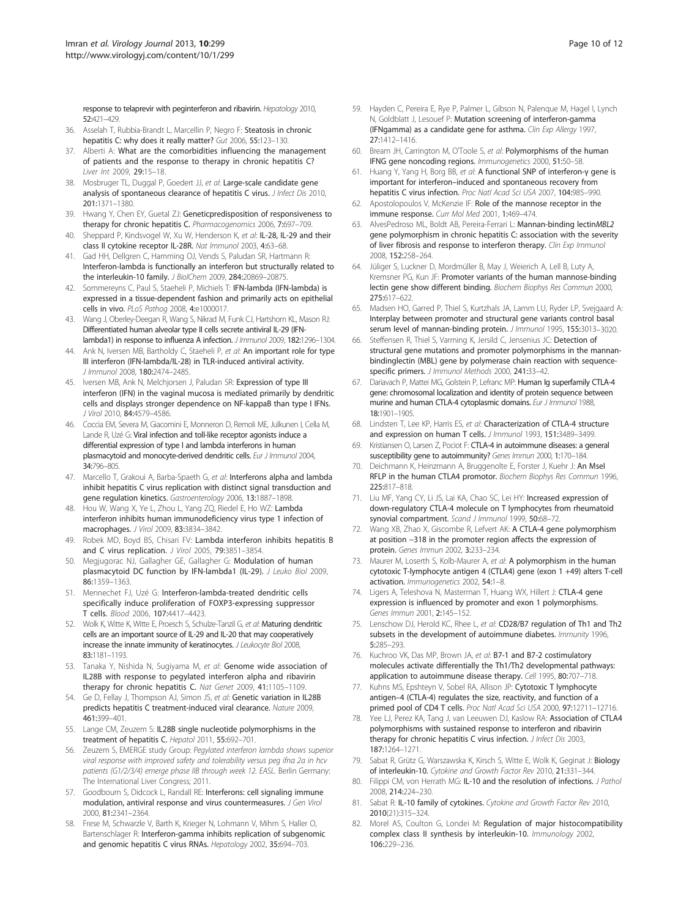response to telaprevir with peginterferon and ribavirin. *Hepatology* 2010, **52**:421–429.

36. Asselah T, Rubbia-Brandt L, Marcellin P, Negro F: **Steatosis in chronic hepatitis C: why does it really matter?** *Gut* 2006, **55**:123–130.
37. Alberti A: **What are the comorbidities influencing the management of patients and the response to therapy in chronic hepatitis C?** *Liver Int* 2009, **29**:15–18.
38. Mosbruger TL, Duggal P, Goedert JJ, *et al*: **Large-scale candidate gene analysis of spontaneous clearance of hepatitis C virus.** *J Infect Dis* 2010, **201**:1371–1380.
39. Hwang Y, Chen EY, Guetal ZJ: **Geneticpredisposition of responsiveness to therapy for chronic hepatitis C.** *Pharmacogenomics* 2006, **7**:697–709.
40. Sheppard P, Kindsvogel W, Xu W, Henderson K, *et al*: **IL-28, IL-29 and their class II cytokine receptor IL-28R.** *Nat Immunol* 2003, **4**:63–68.
41. Gad HH, Dellgren C, Hamming OJ, Vends S, Paludan SR, Hartmann R: **Interferon-lambda is functionally an interferon but structurally related to the interleukin-10 family.** *J BiolChem* 2009, **284**:20869–20875.
42. Sommereyns C, Paul S, Staeheli P, Michiels T: **IFN-lambda (IFN-lambda) is expressed in a tissue-dependent fashion and primarily acts on epithelial cells in vivo.** *PLoS Pathog* 2008, **4**:e1000017.
43. Wang J, Oberley-Deegan R, Wang S, Nikrad M, Funk CJ, Hartshorn KL, Mason RJ: **Differentiated human alveolar type II cells secrete antiviral IL-29 (IFN-lambda1) in response to influenza A infection.** *J Immunol* 2009, **182**:1296–1304.
44. Ank N, Iversen MB, Bartholdy C, Staeheli P, *et al*: **An important role for type III interferon (IFN-lambda/IL-28) in TLR-induced antiviral activity.** *J Immunol* 2008, **180**:2474–2485.
45. Iversen MB, Ank N, Melchjorsen J, Paludan SR: **Expression of type III interferon (IFN) in the vaginal mucosa is mediated primarily by dendritic cells and displays stronger dependence on NF-kappaB than type I IFNs.** *J Virol* 2010, **84**:4579–4586.
46. Coccia EM, Severa M, Giacomini E, Monneron D, Remoli ME, Julkunen I, Cella M, Lande R, Uzé G: **Viral infection and toll-like receptor agonists induce a differential expression of type I and lambda interferons in human plasmacytoid and monocyte-derived dendritic cells.** *Eur J Immunol* 2004, **34**:796–805.
47. Marcello T, Grakoui A, Barba-Spaeth G, *et al*: **Interferons alpha and lambda inhibit hepatitis C virus replication with distinct signal transduction and gene regulation kinetics.** *Gastroenterology* 2006, **13**:1887–1898.
48. Hou W, Wang X, Ye L, Zhou L, Yang ZQ, Riedel E, Ho WZ: **Lambda interferon inhibits human immunodeficiency virus type 1 infection of macrophages.** *J Virol* 2009, **83**:3834–3842.
49. Robek MD, Boyd BS, Chisari FV: **Lambda interferon inhibits hepatitis B and C virus replication.** *J Virol* 2005, **79**:3851–3854.
50. Megjugorac NJ, Gallagher GE, Gallagher G: **Modulation of human plasmacytoid DC function by IFN-lambda1 (IL-29).** *J Leuko Biol* 2009, **86**:1359–1363.
51. Mennechet FJ, Uzé G: **Interferon-lambda-treated dendritic cells specifically induce proliferation of FOXP3-expressing suppressor T cells.** *Blood* 2006, **107**:4417–4423.
52. Wolk K, Witte K, Witte E, Proesch S, Schulze-Tanzil G, *et al*: **Maturing dendritic cells are an important source of IL-29 and IL-20 that may cooperatively increase the innate immunity of keratinocytes.** *J Leukocyte Biol* 2008, **83**:1181–1193.
53. Tanaka Y, Nishida N, Sugiyama M, *et al*: **Genome wide association of IL28B with response to pegylated interferon alpha and ribavirin therapy for chronic hepatitis C.** *Nat Genet* 2009, **41**:1105–1109.
54. Ge D, Fellay J, Thompson AJ, Simon JS, *et al*: **Genetic variation in IL28B predicts hepatitis C treatment-induced viral clearance.** *Nature* 2009, **461**:399–401.
55. Lange CM, Zeuzem S: **IL28B single nucleotide polymorphisms in the treatment of hepatitis C.** *Hepatol* 2011, **55**:692–701.
56. Zeuzem S, EMERGE study Group: *Pegylated interferon lambda shows superior viral response with improved safety and tolerability versus peg ifnα 2a in hcv patients (G1/2/3/4) emerge phase IIB through week 12. EASL.* Berlin Germany: The International Liver Congress; 2011.
57. Goodbourn S, Didcock L, Randall RE: **Interferons: cell signaling immune modulation, antiviral response and virus countermeasures.** *J Gen Virol* 2000, **81**:2341–2364.
58. Frese M, Schwarzle V, Barth K, Krieger N, Lohmann V, Mihm S, Haller O, Bartenschlager R: **Interferon-gamma inhibits replication of subgenomic and genomic hepatitis C virus RNAs.** *Hepatology* 2002, **35**:694–703.
59. Hayden C, Pereira E, Rye P, Palmer L, Gibson N, Palenque M, Hagel I, Lynch N, Goldblatt J, Lesouef P: **Mutation screening of interferon-gamma (IFNgamma) as a candidate gene for asthma.** *Clin Exp Allergy* 1997, **27**:1412–1416.
60. Bream JH, Carrington M, O'Toole S, *et al*: **Polymorphisms of the human IFNG gene noncoding regions.** *Immunogenetics* 2000, **51**:50–58.
61. Huang Y, Yang H, Borg BB, *et al*: **A functional SNP of interferon-γ gene is important for interferon–induced and spontaneous recovery from hepatitis C virus infection.** *Proc Natl Acad Sci USA* 2007, **104**:985–990.
62. Apostolopoulos V, McKenzie IF: **Role of the mannose receptor in the immune response.** *Curr Mol Med* 2001, **1**:469–474.
63. AlvesPedroso ML, Boldt AB, Pereira-Ferrari L: **Mannan-binding lectin*MBL2* gene polymorphism in chronic hepatitis C: association with the severity of liver fibrosis and response to interferon therapy.** *Clin Exp Immunol* 2008, **152**:258–264.
64. Jüliger S, Luckner D, Mordmüller B, May J, Weierich A, Lell B, Luty A, Kremsner PG, Kun JF: **Promoter variants of the human mannose-binding lectin gene show different binding.** *Biochem Biophys Res Commun* 2000, **275**:617–622.
65. Madsen HO, Garred P, Thiel S, Kurtzhals JA, Lamm LU, Ryder LP, Svejgaard A: **Interplay between promoter and structural gene variants control basal serum level of mannan-binding protein.** *J Immunol* 1995, **155**:3013–3020.
66. Steffensen R, Thiel S, Varming K, Jersild C, Jensenius JC: **Detection of structural gene mutations and promoter polymorphisms in the mannan-bindinglectin (MBL) gene by polymerase chain reaction with sequence-specific primers.** *J Immunol Methods* 2000, **241**:33–42.
67. Dariavach P, Mattei MG, Golstein P, Lefranc MP: **Human Ig superfamily CTLA-4 gene: chromosomal localization and identity of protein sequence between murine and human CTLA-4 cytoplasmic domains.** *Eur J Immunol* 1988, **18**:1901–1905.
68. Lindsten T, Lee KP, Harris ES, *et al*: **Characterization of CTLA-4 structure and expression on human T cells.** *J Immunol* 1993, **151**:3489–3499.
69. Kristiansen O, Larsen Z, Pociot F: **CTLA-4 in autoimmune diseases: a general susceptibility gene to autoimmunity?** *Genes Immun* 2000, **1**:170–184.
70. Deichmann K, Heinzmann A, Bruggenolte E, Forster J, Kuehr J: **An MseI RFLP in the human CTLA4 promotor.** *Biochem Biophys Res Commun* 1996, **225**:817–818.
71. Liu MF, Yang CY, Li JS, Lai KA, Chao SC, Lei HY: **Increased expression of down-regulatory CTLA-4 molecule on T lymphocytes from rheumatoid synovial compartment.** *Scand J Immunol* 1999, **50**:68–72.
72. Wang XB, Zhao X, Giscombe R, Lefvert AK: **A CTLA-4 gene polymorphism at position −318 in the promoter region affects the expression of protein.** *Genes Immun* 2002, **3**:233–234.
73. Maurer M, Loserth S, Kolb-Maurer A, *et al*: **A polymorphism in the human cytotoxic T-lymphocyte antigen 4 (CTLA4) gene (exon 1 +49) alters T-cell activation.** *Immunogenetics* 2002, **54**:1–8.
74. Ligers A, Teleshova N, Masterman T, Huang WX, Hillert J: **CTLA-4 gene expression is influenced by promoter and exon 1 polymorphisms.** *Genes Immun* 2001, **2**:145–152.
75. Lenschow DJ, Herold KC, Rhee L, *et al*: **CD28/B7 regulation of Th1 and Th2 subsets in the development of autoimmune diabetes.** *Immunity* 1996, **5**:285–293.
76. Kuchroo VK, Das MP, Brown JA, *et al*: **B7-1 and B7-2 costimulatory molecules activate differentially the Th1/Th2 developmental pathways: application to autoimmune disease therapy.** *Cell* 1995, **80**:707–718.
77. Kuhns MS, Epshteyn V, Sobel RA, Allison JP: **Cytotoxic T lymphocyte antigen–4 (CTLA-4) regulates the size, reactivity, and function of a primed pool of CD4 T cells.** *Proc Natl Acad Sci USA* 2000, **97**:12711–12716.
78. Yee LJ, Perez KA, Tang J, van Leeuwen DJ, Kaslow RA: **Association of CTLA4 polymorphisms with sustained response to interferon and ribavirin therapy for chronic hepatitis C virus infection.** *J Infect Dis* 2003, **187**:1264–1271.
79. Sabat R, Grütz G, Warszawska K, Kirsch S, Witte E, Wolk K, Geginat J: **Biology of interleukin-10.** *Cytokine and Growth Factor Rev* 2010, **21**:331–344.
80. Filippi CM, von Herrath MG: **IL-10 and the resolution of infections.** *J Pathol* 2008, **214**:224–230.
81. Sabat R: **IL-10 family of cytokines.** *Cytokine and Growth Factor Rev* 2010, **2010**(21):315–324.
82. Morel AS, Coulton G, Londei M: **Regulation of major histocompatibility complex class II synthesis by interleukin-10.** *Immunology* 2002, **106**:229–236.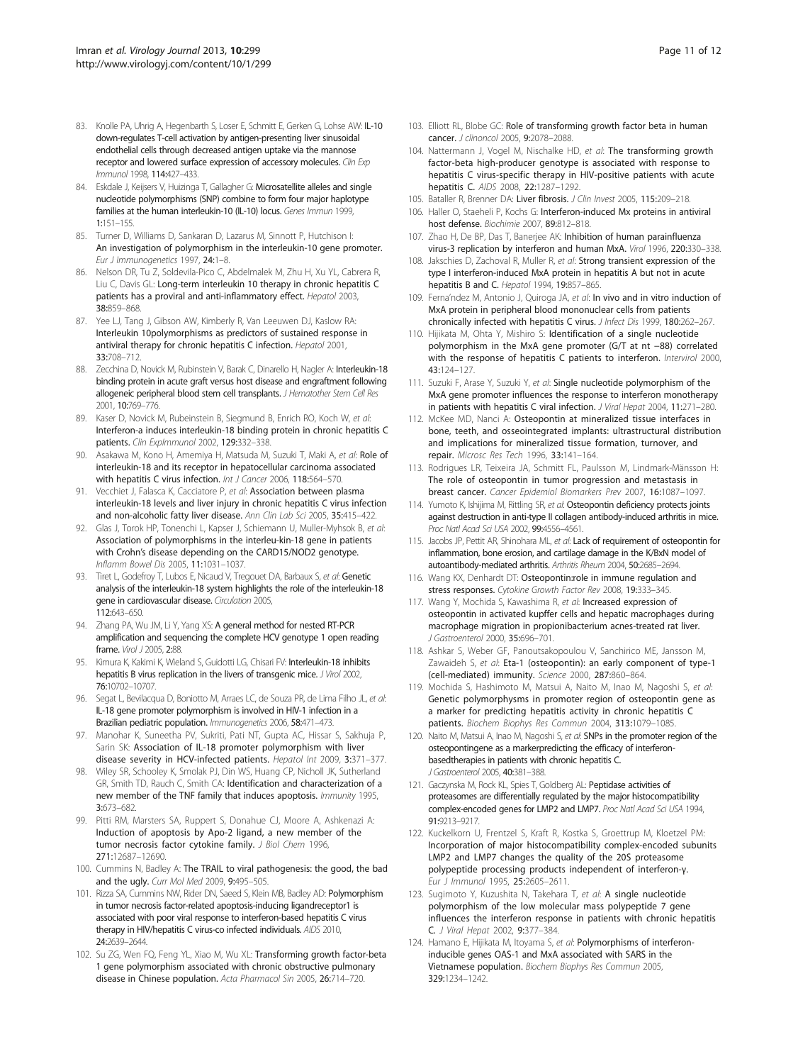83. Knolle PA, Uhrig A, Hegenbarth S, Loser E, Schmitt E, Gerken G, Lohse AW: **IL-10 down-regulates T-cell activation by antigen-presenting liver sinusoidal endothelial cells through decreased antigen uptake via the mannose receptor and lowered surface expression of accessory molecules.** *Clin Exp Immunol* 1998, **114:**427–433.
84. Eskdale J, Keijsers V, Huizinga T, Gallagher G: **Microsatellite alleles and single nucleotide polymorphisms (SNP) combine to form four major haplotype families at the human interleukin-10 (IL-10) locus.** *Genes Immun* 1999, **1:**151–155.
85. Turner D, Williams D, Sankaran D, Lazarus M, Sinnott P, Hutchison I: **An investigation of polymorphism in the interleukin-10 gene promoter.** *Eur J Immunogenetics* 1997, **24:**1–8.
86. Nelson DR, Tu Z, Soldevila-Pico C, Abdelmalek M, Zhu H, Xu YL, Cabrera R, Liu C, Davis GL: **Long-term interleukin 10 therapy in chronic hepatitis C patients has a proviral and anti-inflammatory effect.** *Hepatol* 2003, **38:**859–868.
87. Yee LJ, Tang J, Gibson AW, Kimberly R, Van Leeuwen DJ, Kaslow RA: **Interleukin 10polymorphisms as predictors of sustained response in antiviral therapy for chronic hepatitis C infection.** *Hepatol* 2001, **33:**708–712.
88. Zecchina D, Novick M, Rubinstein V, Barak C, Dinarello H, Nagler A: **Interleukin-18 binding protein in acute graft versus host disease and engraftment following allogeneic peripheral blood stem cell transplants.** *J Hematother Stem Cell Res* 2001, **10:**769–776.
89. Kaser D, Novick M, Rubeinstein B, Siegmund B, Enrich RO, Koch W, *et al*: **Interferon-a induces interleukin-18 binding protein in chronic hepatitis C patients.** *Clin ExpImmunol* 2002, **129:**332–338.
90. Asakawa M, Kono H, Amemiya H, Matsuda M, Suzuki T, Maki A, *et al*: **Role of interleukin-18 and its receptor in hepatocellular carcinoma associated with hepatitis C virus infection.** *Int J Cancer* 2006, **118:**564–570.
91. Vecchiet J, Falasca K, Cacciatore P, *et al*: **Association between plasma interleukin-18 levels and liver injury in chronic hepatitis C virus infection and non-alcoholic fatty liver disease.** *Ann Clin Lab Sci* 2005, **35:**415–422.
92. Glas J, Torok HP, Tonenchi L, Kapser J, Schiemann U, Muller-Myhsok B, *et al*: **Association of polymorphisms in the interleu-kin-18 gene in patients with Crohn's disease depending on the CARD15/NOD2 genotype.** *Inflamm Bowel Dis* 2005, **11:**1031–1037.
93. Tiret L, Godefroy T, Lubos E, Nicaud V, Tregouet DA, Barbaux S, *et al*: **Genetic analysis of the interleukin-18 system highlights the role of the interleukin-18 gene in cardiovascular disease.** *Circulation* 2005, **112:**643–650.
94. Zhang PA, Wu JM, Li Y, Yang XS: **A general method for nested RT-PCR amplification and sequencing the complete HCV genotype 1 open reading frame.** *Virol J* 2005, **2:**88.
95. Kimura K, Kakimi K, Wieland S, Guidotti LG, Chisari FV: **Interleukin-18 inhibits hepatitis B virus replication in the livers of transgenic mice.** *J Virol* 2002, **76:**10702–10707.
96. Segat L, Bevilacqua D, Boniotto M, Arraes LC, de Souza PR, de Lima Filho JL, *et al*: **IL-18 gene promoter polymorphism is involved in HIV-1 infection in a Brazilian pediatric population.** *Immunogenetics* 2006, **58:**471–473.
97. Manohar K, Suneetha PV, Sukriti, Pati NT, Gupta AC, Hissar S, Sakhuja P, Sarin SK: **Association of IL-18 promoter polymorphism with liver disease severity in HCV-infected patients.** *Hepatol Int* 2009, **3:**371–377.
98. Wiley SR, Schooley K, Smolak PJ, Din WS, Huang CP, Nicholl JK, Sutherland GR, Smith TD, Rauch C, Smith CA: **Identification and characterization of a new member of the TNF family that induces apoptosis.** *Immunity* 1995, **3:**673–682.
99. Pitti RM, Marsters SA, Ruppert S, Donahue CJ, Moore A, Ashkenazi A: **Induction of apoptosis by Apo-2 ligand, a new member of the tumor necrosis factor cytokine family.** *J Biol Chem* 1996, **271:**12687–12690.
100. Cummins N, Badley A: **The TRAIL to viral pathogenesis: the good, the bad and the ugly.** *Curr Mol Med* 2009, **9:**495–505.
101. Rizza SA, Cummins NW, Rider DN, Saeed S, Klein MB, Badley AD: **Polymorphism in tumor necrosis factor-related apoptosis-inducing ligandreceptor1 is associated with poor viral response to interferon-based hepatitis C virus therapy in HIV/hepatitis C virus-co infected individuals.** *AIDS* 2010, **24:**2639–2644.
102. Su ZG, Wen FQ, Feng YL, Xiao M, Wu XL: **Transforming growth factor-beta 1 gene polymorphism associated with chronic obstructive pulmonary disease in Chinese population.** *Acta Pharmacol Sin* 2005, **26:**714–720.
103. Elliott RL, Blobe GC: **Role of transforming growth factor beta in human cancer.** *J clinoncol* 2005, **9:**2078–2088.
104. Nattermann J, Vogel M, Nischalke HD, *et al*: **The transforming growth factor-beta high-producer genotype is associated with response to hepatitis C virus-specific therapy in HIV-positive patients with acute hepatitis C.** *AIDS* 2008, **22:**1287–1292.
105. Bataller R, Brenner DA: **Liver fibrosis.** *J Clin Invest* 2005, **115:**209–218.
106. Haller O, Staeheli P, Kochs G: **Interferon-induced Mx proteins in antiviral host defense.** *Biochimie* 2007, **89:**812–818.
107. Zhao H, De BP, Das T, Banerjee AK: **Inhibition of human parainfluenza virus-3 replication by interferon and human MxA.** *Virol* 1996, **220:**330–338.
108. Jakschies D, Zachoval R, Muller R, *et al*: **Strong transient expression of the type I interferon-induced MxA protein in hepatitis A but not in acute hepatitis B and C.** *Hepatol* 1994, **19:**857–865.
109. Ferna'ndez M, Antonio J, Quiroga JA, *et al*: **In vivo and in vitro induction of MxA protein in peripheral blood mononuclear cells from patients chronically infected with hepatitis C virus.** *J Infect Dis* 1999, **180:**262–267.
110. Hijikata M, Ohta Y, Mishiro S: **Identification of a single nucleotide polymorphism in the MxA gene promoter (G/T at nt −88) correlated with the response of hepatitis C patients to interferon.** *Intervirol* 2000, **43:**124–127.
111. Suzuki F, Arase Y, Suzuki Y, *et al*: **Single nucleotide polymorphism of the MxA gene promoter influences the response to interferon monotherapy in patients with hepatitis C viral infection.** *J Viral Hepat* 2004, **11:**271–280.
112. McKee MD, Nanci A: **Osteopontin at mineralized tissue interfaces in bone, teeth, and osseointegrated implants: ultrastructural distribution and implications for mineralized tissue formation, turnover, and repair.** *Microsc Res Tech* 1996, **33:**141–164.
113. Rodrigues LR, Teixeira JA, Schmitt FL, Paulsson M, Lindmark-Mänsson H: **The role of osteopontin in tumor progression and metastasis in breast cancer.** *Cancer Epidemiol Biomarkers Prev* 2007, **16:**1087–1097.
114. Yumoto K, Ishijima M, Rittling SR, *et al*: **Osteopontin deficiency protects joints against destruction in anti-type II collagen antibody-induced arthritis in mice.** *Proc Natl Acad Sci USA* 2002, **99:**4556–4561.
115. Jacobs JP, Pettit AR, Shinohara ML, *et al*: **Lack of requirement of osteopontin for inflammation, bone erosion, and cartilage damage in the K/BxN model of autoantibody-mediated arthritis.** *Arthritis Rheum* 2004, **50:**2685–2694.
116. Wang KX, Denhardt DT: **Osteopontin:role in immune regulation and stress responses.** *Cytokine Growth Factor Rev* 2008, **19:**333–345.
117. Wang Y, Mochida S, Kawashima R, *et al*: **Increased expression of osteopontin in activated kupffer cells and hepatic macrophages during macrophage migration in propionibacterium acnes-treated rat liver.** *J Gastroenterol* 2000, **35:**696–701.
118. Ashkar S, Weber GF, Panoutsakopoulou V, Sanchirico ME, Jansson M, Zawaideh S, *et al*: **Eta-1 (osteopontin): an early component of type-1 (cell-mediated) immunity.** *Science* 2000, **287:**860–864.
119. Mochida S, Hashimoto M, Matsui A, Naito M, Inao M, Nagoshi S, *et al*: **Genetic polymorphysms in promoter region of osteopontin gene as a marker for predicting hepatitis activity in chronic hepatitis C patients.** *Biochem Biophys Res Commun* 2004, **313:**1079–1085.
120. Naito M, Matsui A, Inao M, Nagoshi S, *et al*: **SNPs in the promoter region of the osteopontingene as a markerpredicting the efficacy of interferon-basedtherapies in patients with chronic hepatitis C.** *J Gastroenterol* 2005, **40:**381–388.
121. Gaczynska M, Rock KL, Spies T, Goldberg AL: **Peptidase activities of proteasomes are differentially regulated by the major histocompatibility complex-encoded genes for LMP2 and LMP7.** *Proc Natl Acad Sci USA* 1994, **91:**9213–9217.
122. Kuckelkorn U, Frentzel S, Kraft R, Kostka S, Groettrup M, Kloetzel PM: **Incorporation of major histocompatibility complex-encoded subunits LMP2 and LMP7 changes the quality of the 20S proteasome polypeptide processing products independent of interferon-γ.** *Eur J Immunol* 1995, **25:**2605–2611.
123. Sugimoto Y, Kuzushita N, Takehara T, *et al*: **A single nucleotide polymorphism of the low molecular mass polypeptide 7 gene influences the interferon response in patients with chronic hepatitis C.** *J Viral Hepat* 2002, **9:**377–384.
124. Hamano E, Hijikata M, Itoyama S, *et al*: **Polymorphisms of interferon-inducible genes OAS-1 and MxA associated with SARS in the Vietnamese population.** *Biochem Biophys Res Commun* 2005, **329:**1234–1242.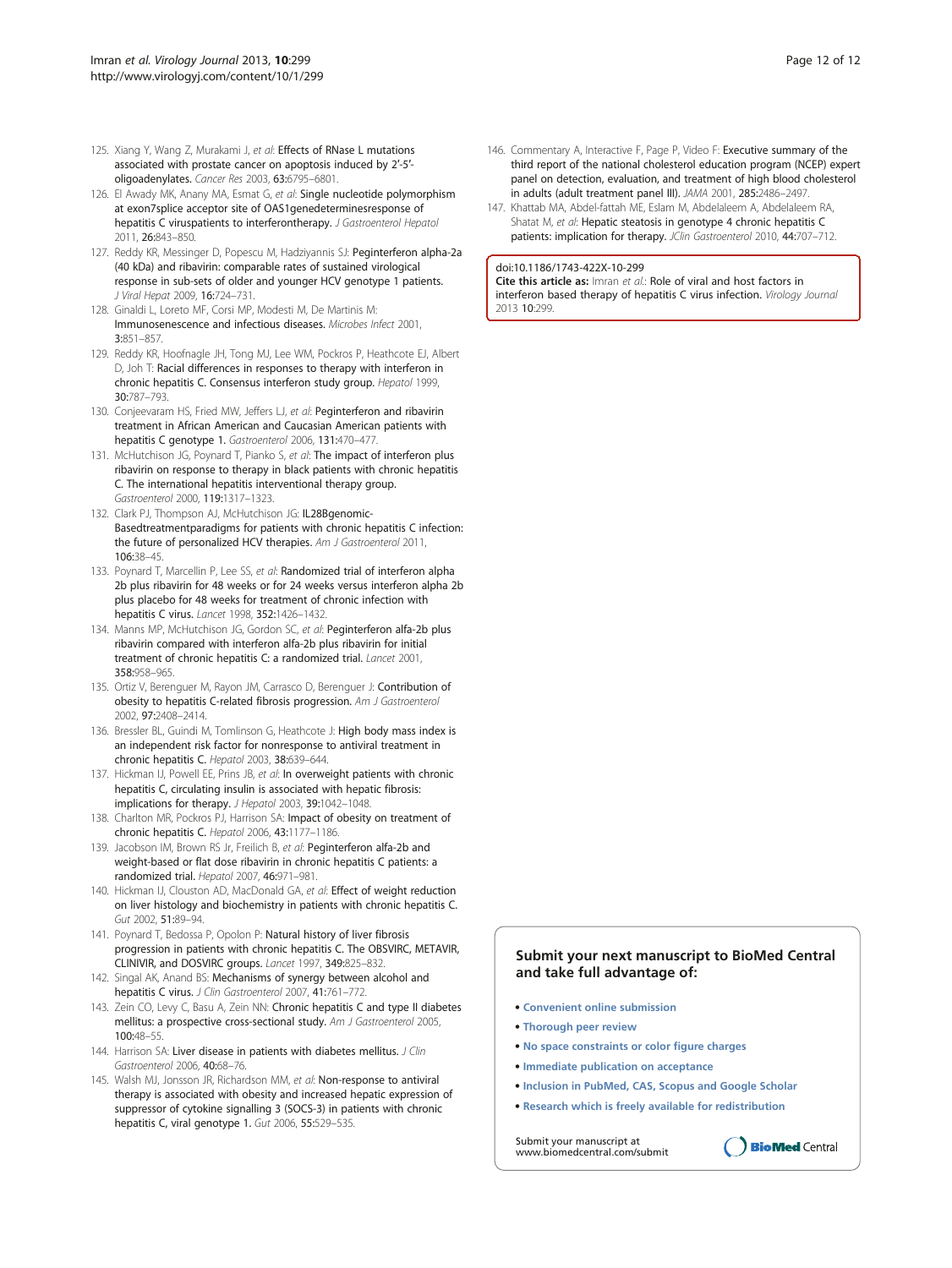125. Xiang Y, Wang Z, Murakami J, *et al*: **Effects of RNase L mutations associated with prostate cancer on apoptosis induced by 2′-5′-oligoadenylates.** *Cancer Res* 2003, **63:**6795–6801.
126. El Awady MK, Anany MA, Esmat G, *et al*: **Single nucleotide polymorphism at exon7splice acceptor site of OAS1genedeterminesresponse of hepatitis C viruspatients to interferontherapy.** *J Gastroenterol Hepatol* 2011, **26:**843–850.
127. Reddy KR, Messinger D, Popescu M, Hadziyannis SJ: **Peginterferon alpha-2a (40 kDa) and ribavirin: comparable rates of sustained virological response in sub-sets of older and younger HCV genotype 1 patients.** *J Viral Hepat* 2009, **16:**724–731.
128. Ginaldi L, Loreto MF, Corsi MP, Modesti M, De Martinis M: **Immunosenescence and infectious diseases.** *Microbes Infect* 2001, **3:**851–857.
129. Reddy KR, Hoofnagle JH, Tong MJ, Lee WM, Pockros P, Heathcote EJ, Albert D, Joh T: **Racial differences in responses to therapy with interferon in chronic hepatitis C. Consensus interferon study group.** *Hepatol* 1999, **30:**787–793.
130. Conjeevaram HS, Fried MW, Jeffers LJ, *et al*: **Peginterferon and ribavirin treatment in African American and Caucasian American patients with hepatitis C genotype 1.** *Gastroenterol* 2006, **131:**470–477.
131. McHutchison JG, Poynard T, Pianko S, *et al*: **The impact of interferon plus ribavirin on response to therapy in black patients with chronic hepatitis C. The international hepatitis interventional therapy group.** *Gastroenterol* 2000, **119:**1317–1323.
132. Clark PJ, Thompson AJ, McHutchison JG: **IL28Bgenomic-Basedtreatmentparadigms for patients with chronic hepatitis C infection: the future of personalized HCV therapies.** *Am J Gastroenterol* 2011, **106:**38–45.
133. Poynard T, Marcellin P, Lee SS, *et al*: **Randomized trial of interferon alpha 2b plus ribavirin for 48 weeks or for 24 weeks versus interferon alpha 2b plus placebo for 48 weeks for treatment of chronic infection with hepatitis C virus.** *Lancet* 1998, **352:**1426–1432.
134. Manns MP, McHutchison JG, Gordon SC, *et al*: **Peginterferon alfa-2b plus ribavirin compared with interferon alfa-2b plus ribavirin for initial treatment of chronic hepatitis C: a randomized trial.** *Lancet* 2001, **358:**958–965.
135. Ortiz V, Berenguer M, Rayon JM, Carrasco D, Berenguer J: **Contribution of obesity to hepatitis C-related fibrosis progression.** *Am J Gastroenterol* 2002, **97:**2408–2414.
136. Bressler BL, Guindi M, Tomlinson G, Heathcote J: **High body mass index is an independent risk factor for nonresponse to antiviral treatment in chronic hepatitis C.** *Hepatol* 2003, **38:**639–644.
137. Hickman IJ, Powell EE, Prins JB, *et al*: **In overweight patients with chronic hepatitis C, circulating insulin is associated with hepatic fibrosis: implications for therapy.** *J Hepatol* 2003, **39:**1042–1048.
138. Charlton MR, Pockros PJ, Harrison SA: **Impact of obesity on treatment of chronic hepatitis C.** *Hepatol* 2006, **43:**1177–1186.
139. Jacobson IM, Brown RS Jr, Freilich B, *et al*: **Peginterferon alfa-2b and weight-based or flat dose ribavirin in chronic hepatitis C patients: a randomized trial.** *Hepatol* 2007, **46:**971–981.
140. Hickman IJ, Clouston AD, MacDonald GA, *et al*: **Effect of weight reduction on liver histology and biochemistry in patients with chronic hepatitis C.** *Gut* 2002, **51:**89–94.
141. Poynard T, Bedossa P, Opolon P: **Natural history of liver fibrosis progression in patients with chronic hepatitis C. The OBSVIRC, METAVIR, CLINIVIR, and DOSVIRC groups.** *Lancet* 1997, **349:**825–832.
142. Singal AK, Anand BS: **Mechanisms of synergy between alcohol and hepatitis C virus.** *J Clin Gastroenterol* 2007, **41:**761–772.
143. Zein CO, Levy C, Basu A, Zein NN: **Chronic hepatitis C and type II diabetes mellitus: a prospective cross-sectional study.** *Am J Gastroenterol* 2005, **100:**48–55.
144. Harrison SA: **Liver disease in patients with diabetes mellitus.** *J Clin Gastroenterol* 2006, **40:**68–76.
145. Walsh MJ, Jonsson JR, Richardson MM, *et al*: **Non-response to antiviral therapy is associated with obesity and increased hepatic expression of suppressor of cytokine signalling 3 (SOCS-3) in patients with chronic hepatitis C, viral genotype 1.** *Gut* 2006, **55:**529–535.
146. Commentary A, Interactive F, Page P, Video F: **Executive summary of the third report of the national cholesterol education program (NCEP) expert panel on detection, evaluation, and treatment of high blood cholesterol in adults (adult treatment panel III).** *JAMA* 2001, **285:**2486–2497.
147. Khattab MA, Abdel-fattah ME, Eslam M, Abdelaleem A, Abdelaleem RA, Shatat M, *et al*: **Hepatic steatosis in genotype 4 chronic hepatitis C patients: implication for therapy.** *JClin Gastroenterol* 2010, **44:**707–712.

doi:10.1186/1743-422X-10-299

**Cite this article as:** Imran *et al.*: Role of viral and host factors in interferon based therapy of hepatitis C virus infection. *Virology Journal* 2013 **10**:299.

**Submit your next manuscript to BioMed Central and take full advantage of:**

- **Convenient online submission**
- **Thorough peer review**
- **No space constraints or color figure charges**
- **Immediate publication on acceptance**
- **Inclusion in PubMed, CAS, Scopus and Google Scholar**
- **Research which is freely available for redistribution**

Submit your manuscript at
www.biomedcentral.com/submit

BioMed Central